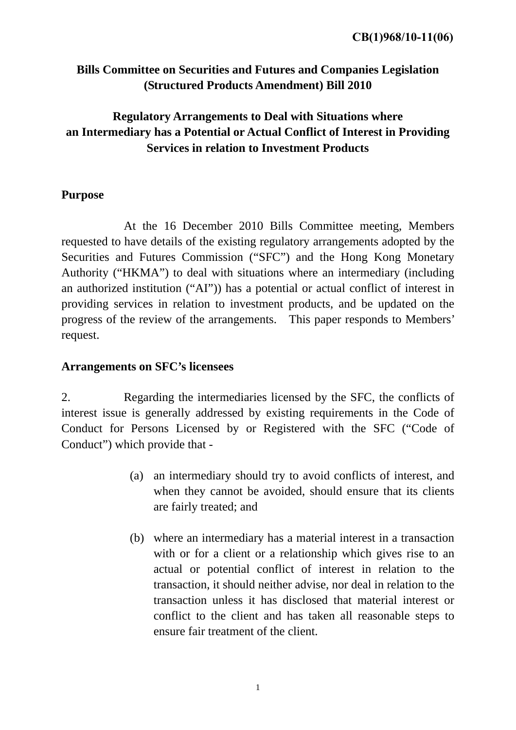**CB(1)968/10-11(06)**

# Bills Committee on Securities and Futures and Companies Legislation (Structured Products Amendment) Bill 2010

## Regulatory Arrangements to Deal with Situations where an Intermediary has a Potential or Actual Conflict of Interest in Providing Services in relation to Investment Products

### Purpose

At the 16 December 2010 Bills Committee meeting, Members requested to have details of the existing regulatory arrangements adopted by the Securities and Futures Commission ("SFC") and the Hong Kong Monetary Authority ("HKMA") to deal with situations where an intermediary (including an authorized institution ("AI")) has a potential or actual conflict of interest in providing services in relation to investment products, and be updated on the progress of the review of the arrangements. This paper responds to Members' request.

### Arrangements on SFC's licensees

2. Regarding the intermediaries licensed by the SFC, the conflicts of interest issue is generally addressed by existing requirements in the Code of Conduct for Persons Licensed by or Registered with the SFC ("Code of Conduct") which provide that -

(a) an intermediary should try to avoid conflicts of interest, and when they cannot be avoided, should ensure that its clients are fairly treated; and

(b) where an intermediary has a material interest in a transaction with or for a client or a relationship which gives rise to an actual or potential conflict of interest in relation to the transaction, it should neither advise, nor deal in relation to the transaction unless it has disclosed that material interest or conflict to the client and has taken all reasonable steps to ensure fair treatment of the client.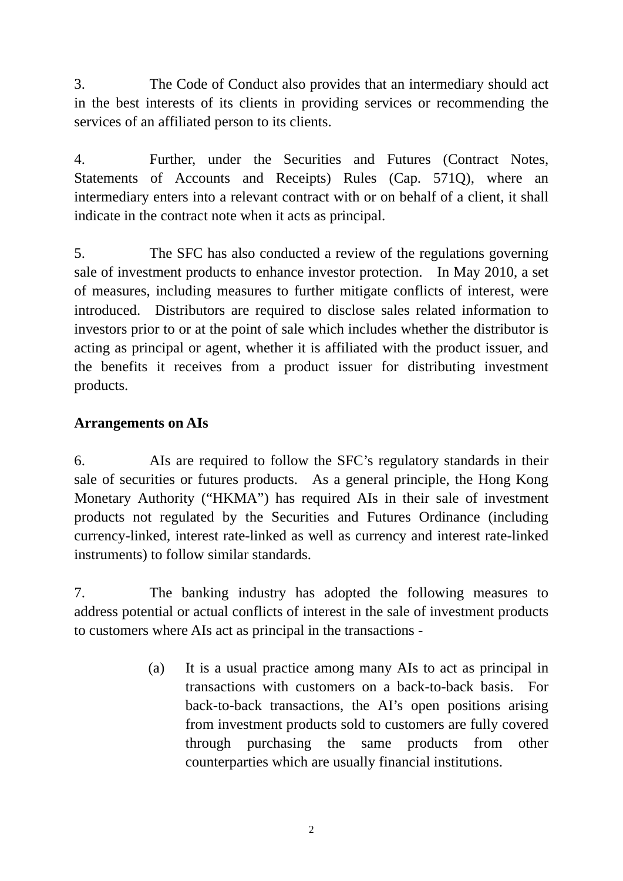3. The Code of Conduct also provides that an intermediary should act in the best interests of its clients in providing services or recommending the services of an affiliated person to its clients.

4. Further, under the Securities and Futures (Contract Notes, Statements of Accounts and Receipts) Rules (Cap. 571Q), where an intermediary enters into a relevant contract with or on behalf of a client, it shall indicate in the contract note when it acts as principal.

5. The SFC has also conducted a review of the regulations governing sale of investment products to enhance investor protection. In May 2010, a set of measures, including measures to further mitigate conflicts of interest, were introduced. Distributors are required to disclose sales related information to investors prior to or at the point of sale which includes whether the distributor is acting as principal or agent, whether it is affiliated with the product issuer, and the benefits it receives from a product issuer for distributing investment products.

**Arrangements on AIs**

6. AIs are required to follow the SFC's regulatory standards in their sale of securities or futures products. As a general principle, the Hong Kong Monetary Authority ("HKMA") has required AIs in their sale of investment products not regulated by the Securities and Futures Ordinance (including currency-linked, interest rate-linked as well as currency and interest rate-linked instruments) to follow similar standards.

7. The banking industry has adopted the following measures to address potential or actual conflicts of interest in the sale of investment products to customers where AIs act as principal in the transactions -

(a) It is a usual practice among many AIs to act as principal in transactions with customers on a back-to-back basis. For back-to-back transactions, the AI's open positions arising from investment products sold to customers are fully covered through purchasing the same products from other counterparties which are usually financial institutions.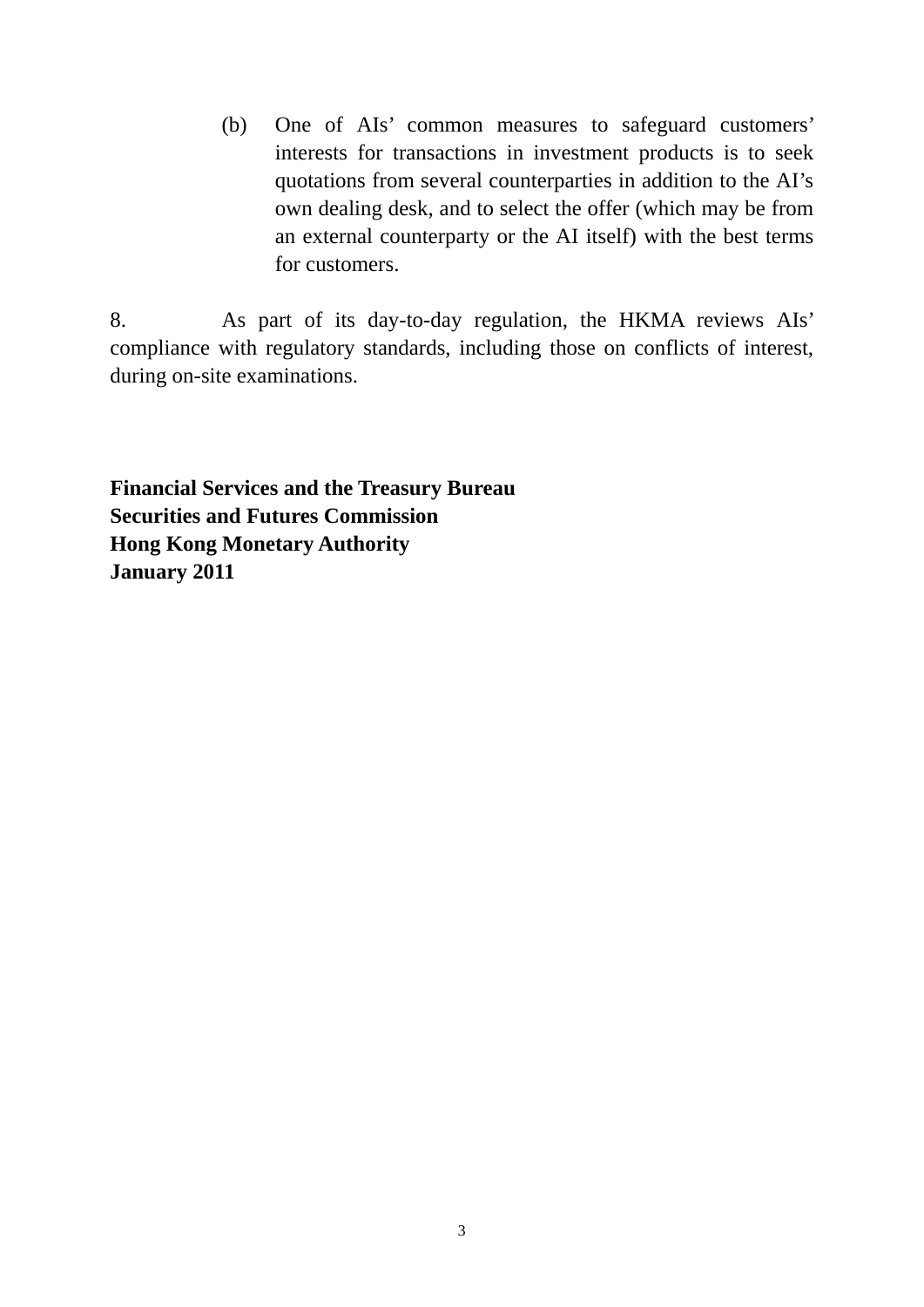(b) One of AIs' common measures to safeguard customers' interests for transactions in investment products is to seek quotations from several counterparties in addition to the AI's own dealing desk, and to select the offer (which may be from an external counterparty or the AI itself) with the best terms for customers.

8. As part of its day-to-day regulation, the HKMA reviews AIs' compliance with regulatory standards, including those on conflicts of interest, during on-site examinations.

**Financial Services and the Treasury Bureau**
**Securities and Futures Commission**
**Hong Kong Monetary Authority**
**January 2011**